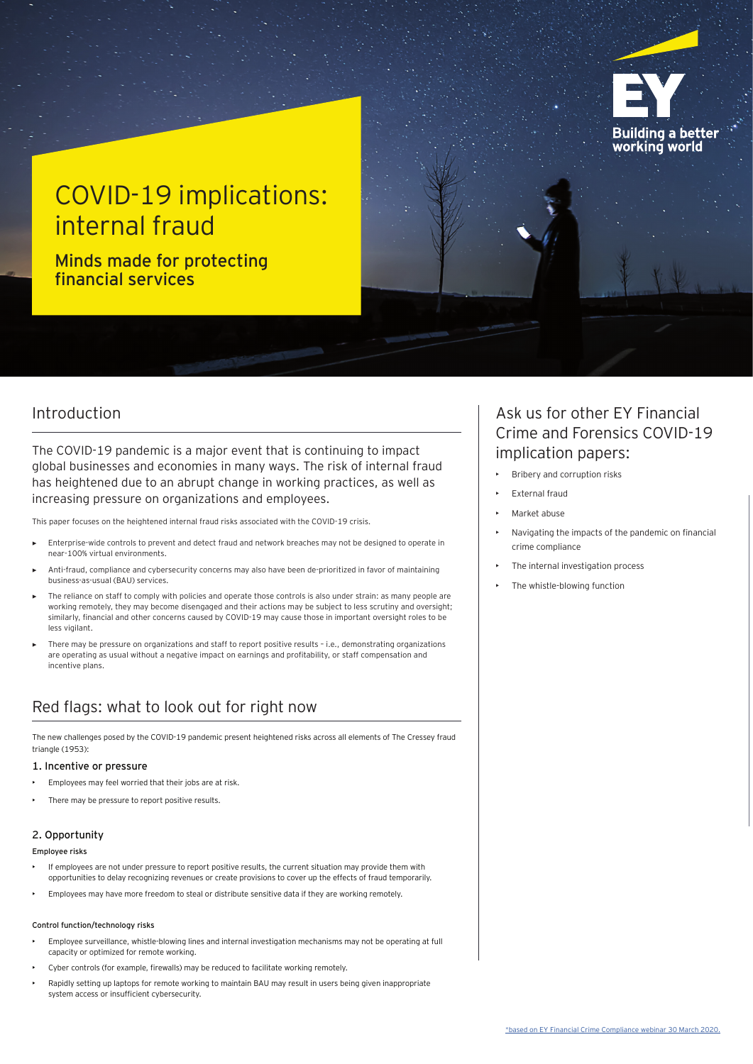# COVID-19 implications: internal fraud

## Minds made for protecting financial services

Building a better working world

## Introduction

The COVID-19 pandemic is a major event that is continuing to impact global businesses and economies in many ways. The risk of internal fraud has heightened due to an abrupt change in working practices, as well as increasing pressure on organizations and employees.

This paper focuses on the heightened internal fraud risks associated with the COVID-19 crisis.

- Enterprise-wide controls to prevent and detect fraud and network breaches may not be designed to operate in near-100% virtual environments.
- Anti-fraud, compliance and cybersecurity concerns may also have been de-prioritized in favor of maintaining business-as-usual (BAU) services.
- The reliance on staff to comply with policies and operate those controls is also under strain: as many people are working remotely, they may become disengaged and their actions may be subject to less scrutiny and oversight; similarly, financial and other concerns caused by COVID-19 may cause those in important oversight roles to be less vigilant.
- There may be pressure on organizations and staff to report positive results – i.e., demonstrating organizations are operating as usual without a negative impact on earnings and profitability, or staff compensation and incentive plans.

## Red flags: what to look out for right now

The new challenges posed by the COVID-19 pandemic present heightened risks across all elements of The Cressey fraud triangle (1953):

### 1. Incentive or pressure

- Employees may feel worried that their jobs are at risk.
- There may be pressure to report positive results.

### 2. Opportunity

**Employee risks**

- If employees are not under pressure to report positive results, the current situation may provide them with opportunities to delay recognizing revenues or create provisions to cover up the effects of fraud temporarily.
- Employees may have more freedom to steal or distribute sensitive data if they are working remotely.

**Control function/technology risks**

- Employee surveillance, whistle-blowing lines and internal investigation mechanisms may not be operating at full capacity or optimized for remote working.
- Cyber controls (for example, firewalls) may be reduced to facilitate working remotely.
- Rapidly setting up laptops for remote working to maintain BAU may result in users being given inappropriate system access or insufficient cybersecurity.

## Ask us for other EY Financial Crime and Forensics COVID-19 implication papers:

- Bribery and corruption risks
- External fraud
- Market abuse
- Navigating the impacts of the pandemic on financial crime compliance
- The internal investigation process
- The whistle-blowing function

*based on EY Financial Crime Compliance webinar 30 March 2020.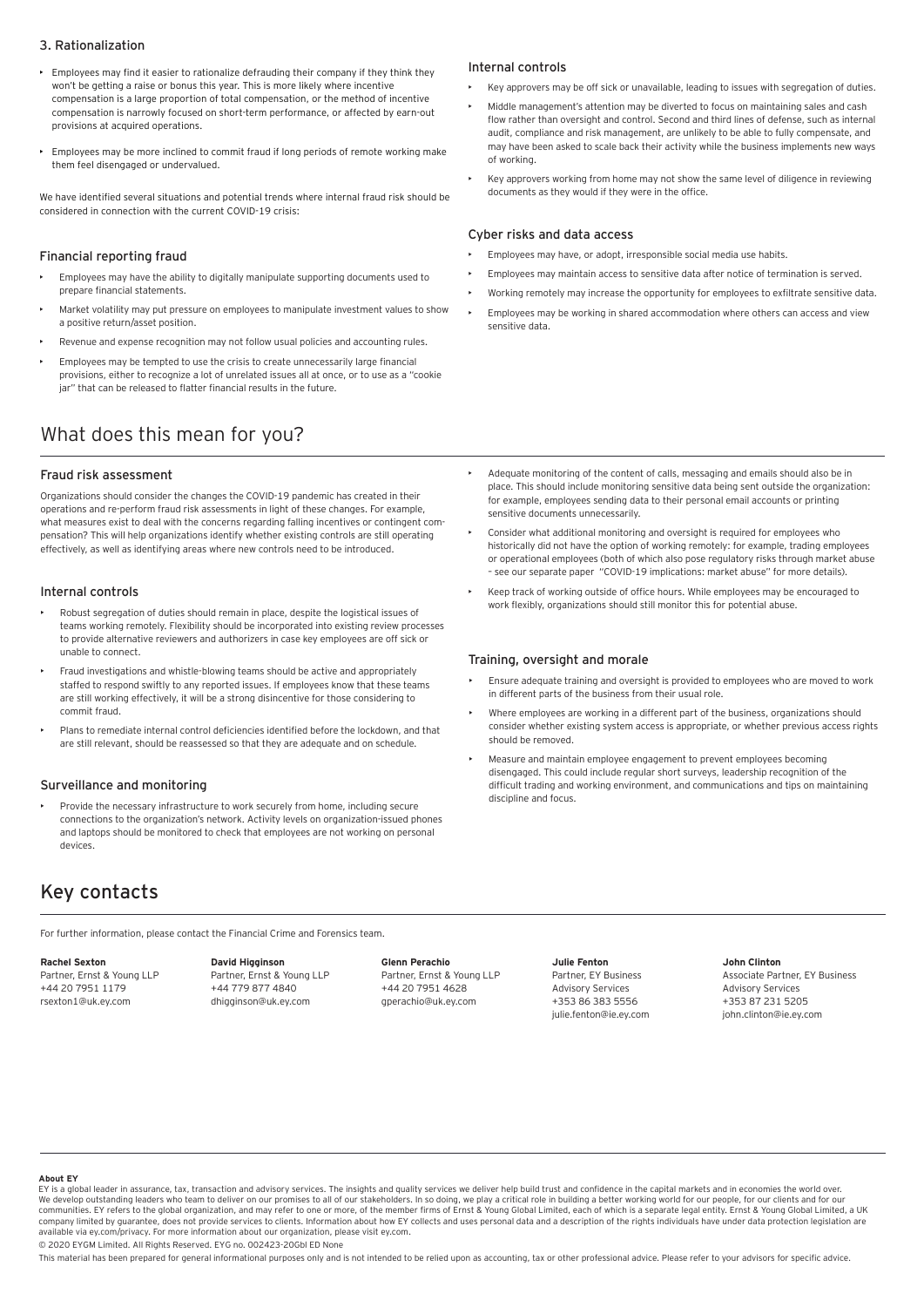### 3. Rationalization

- Employees may find it easier to rationalize defrauding their company if they think they won't be getting a raise or bonus this year. This is more likely where incentive compensation is a large proportion of total compensation, or the method of incentive compensation is narrowly focused on short-term performance, or affected by earn-out provisions at acquired operations.
- Employees may be more inclined to commit fraud if long periods of remote working make them feel disengaged or undervalued.

We have identified several situations and potential trends where internal fraud risk should be considered in connection with the current COVID-19 crisis:

### Financial reporting fraud

- Employees may have the ability to digitally manipulate supporting documents used to prepare financial statements.
- Market volatility may put pressure on employees to manipulate investment values to show a positive return/asset position.
- Revenue and expense recognition may not follow usual policies and accounting rules.
- Employees may be tempted to use the crisis to create unnecessarily large financial provisions, either to recognize a lot of unrelated issues all at once, or to use as a "cookie jar" that can be released to flatter financial results in the future.

### Internal controls

- Key approvers may be off sick or unavailable, leading to issues with segregation of duties.
- Middle management's attention may be diverted to focus on maintaining sales and cash flow rather than oversight and control. Second and third lines of defense, such as internal audit, compliance and risk management, are unlikely to be able to fully compensate, and may have been asked to scale back their activity while the business implements new ways of working.
- Key approvers working from home may not show the same level of diligence in reviewing documents as they would if they were in the office.

### Cyber risks and data access

- Employees may have, or adopt, irresponsible social media use habits.
- Employees may maintain access to sensitive data after notice of termination is served.
- Working remotely may increase the opportunity for employees to exfiltrate sensitive data.
- Employees may be working in shared accommodation where others can access and view sensitive data.

## What does this mean for you?

### Fraud risk assessment

Organizations should consider the changes the COVID-19 pandemic has created in their operations and re-perform fraud risk assessments in light of these changes. For example, what measures exist to deal with the concerns regarding falling incentives or contingent compensation? This will help organizations identify whether existing controls are still operating effectively, as well as identifying areas where new controls need to be introduced.

### Internal controls

- Robust segregation of duties should remain in place, despite the logistical issues of teams working remotely. Flexibility should be incorporated into existing review processes to provide alternative reviewers and authorizers in case key employees are off sick or unable to connect.
- Fraud investigations and whistle-blowing teams should be active and appropriately staffed to respond swiftly to any reported issues. If employees know that these teams are still working effectively, it will be a strong disincentive for those considering to commit fraud.
- Plans to remediate internal control deficiencies identified before the lockdown, and that are still relevant, should be reassessed so that they are adequate and on schedule.

### Surveillance and monitoring

- Provide the necessary infrastructure to work securely from home, including secure connections to the organization's network. Activity levels on organization-issued phones and laptops should be monitored to check that employees are not working on personal devices.
- Adequate monitoring of the content of calls, messaging and emails should also be in place. This should include monitoring sensitive data being sent outside the organization: for example, employees sending data to their personal email accounts or printing sensitive documents unnecessarily.
- Consider what additional monitoring and oversight is required for employees who historically did not have the option of working remotely: for example, trading employees or operational employees (both of which also pose regulatory risks through market abuse – see our separate paper "COVID-19 implications: market abuse" for more details).
- Keep track of working outside of office hours. While employees may be encouraged to work flexibly, organizations should still monitor this for potential abuse.

### Training, oversight and morale

- Ensure adequate training and oversight is provided to employees who are moved to work in different parts of the business from their usual role.
- Where employees are working in a different part of the business, organizations should consider whether existing system access is appropriate, or whether previous access rights should be removed.
- Measure and maintain employee engagement to prevent employees becoming disengaged. This could include regular short surveys, leadership recognition of the difficult trading and working environment, and communications and tips on maintaining discipline and focus.

## Key contacts

For further information, please contact the Financial Crime and Forensics team.

**Rachel Sexton**
Partner, Ernst & Young LLP
+44 20 7951 1179
rsexton1@uk.ey.com

**David Higginson**
Partner, Ernst & Young LLP
+44 779 877 4840
dhigginson@uk.ey.com

**Glenn Perachio**
Partner, Ernst & Young LLP
+44 20 7951 4628
gperachio@uk.ey.com

**Julie Fenton**
Partner, EY Business Advisory Services
+353 86 383 5556
julie.fenton@ie.ey.com

**John Clinton**
Associate Partner, EY Business Advisory Services
+353 87 231 5205
john.clinton@ie.ey.com

**About EY**
EY is a global leader in assurance, tax, transaction and advisory services. The insights and quality services we deliver help build trust and confidence in the capital markets and in economies the world over. We develop outstanding leaders who team to deliver on our promises to all of our stakeholders. In so doing, we play a critical role in building a better working world for our people, for our clients and for our communities. EY refers to the global organization, and may refer to one or more, of the member firms of Ernst & Young Global Limited, each of which is a separate legal entity. Ernst & Young Global Limited, a UK company limited by guarantee, does not provide services to clients. Information about how EY collects and uses personal data and a description of the rights individuals have under data protection legislation are available via ey.com/privacy. For more information about our organization, please visit ey.com.

© 2020 EYGM Limited. All Rights Reserved. EYG no. 002423-20Gbl ED None

This material has been prepared for general informational purposes only and is not intended to be relied upon as accounting, tax or other professional advice. Please refer to your advisors for specific advice.